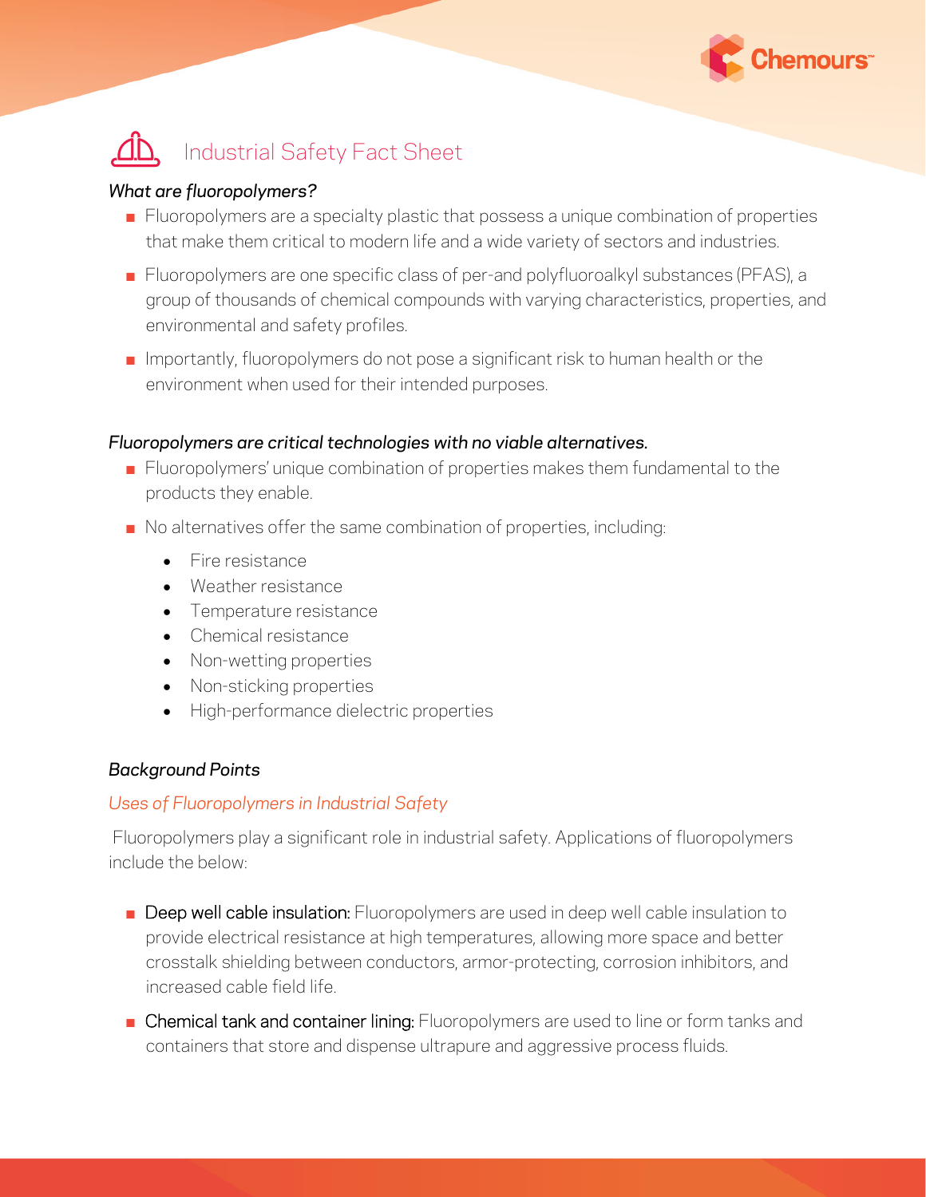# Industrial Safety Fact Sheet

*What are fluoropolymers?*

- Fluoropolymers are a specialty plastic that possess a unique combination of properties that make them critical to modern life and a wide variety of sectors and industries.
- Fluoropolymers are one specific class of per-and polyfluoroalkyl substances (PFAS), a group of thousands of chemical compounds with varying characteristics, properties, and environmental and safety profiles.
- Importantly, fluoropolymers do not pose a significant risk to human health or the environment when used for their intended purposes.

*Fluoropolymers are critical technologies with no viable alternatives.*

- Fluoropolymers' unique combination of properties makes them fundamental to the products they enable.
- No alternatives offer the same combination of properties, including:
    - Fire resistance
    - Weather resistance
    - Temperature resistance
    - Chemical resistance
    - Non-wetting properties
    - Non-sticking properties
    - High-performance dielectric properties

*Background Points*

*Uses of Fluoropolymers in Industrial Safety*

Fluoropolymers play a significant role in industrial safety. Applications of fluoropolymers include the below:

- Deep well cable insulation: Fluoropolymers are used in deep well cable insulation to provide electrical resistance at high temperatures, allowing more space and better crosstalk shielding between conductors, armor-protecting, corrosion inhibitors, and increased cable field life.
- Chemical tank and container lining: Fluoropolymers are used to line or form tanks and containers that store and dispense ultrapure and aggressive process fluids.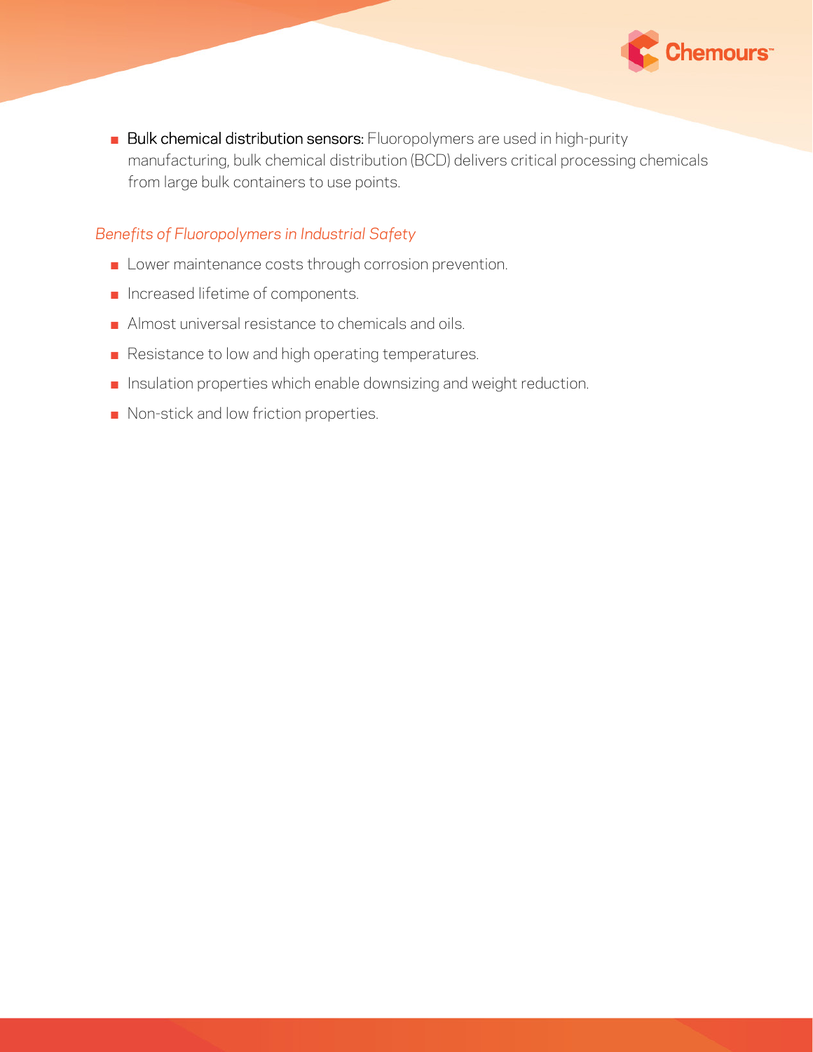- **Bulk chemical distribution sensors:** Fluoropolymers are used in high-purity manufacturing, bulk chemical distribution (BCD) delivers critical processing chemicals from large bulk containers to use points.

### *Benefits of Fluoropolymers in Industrial Safety*

- Lower maintenance costs through corrosion prevention.
- Increased lifetime of components.
- Almost universal resistance to chemicals and oils.
- Resistance to low and high operating temperatures.
- Insulation properties which enable downsizing and weight reduction.
- Non-stick and low friction properties.